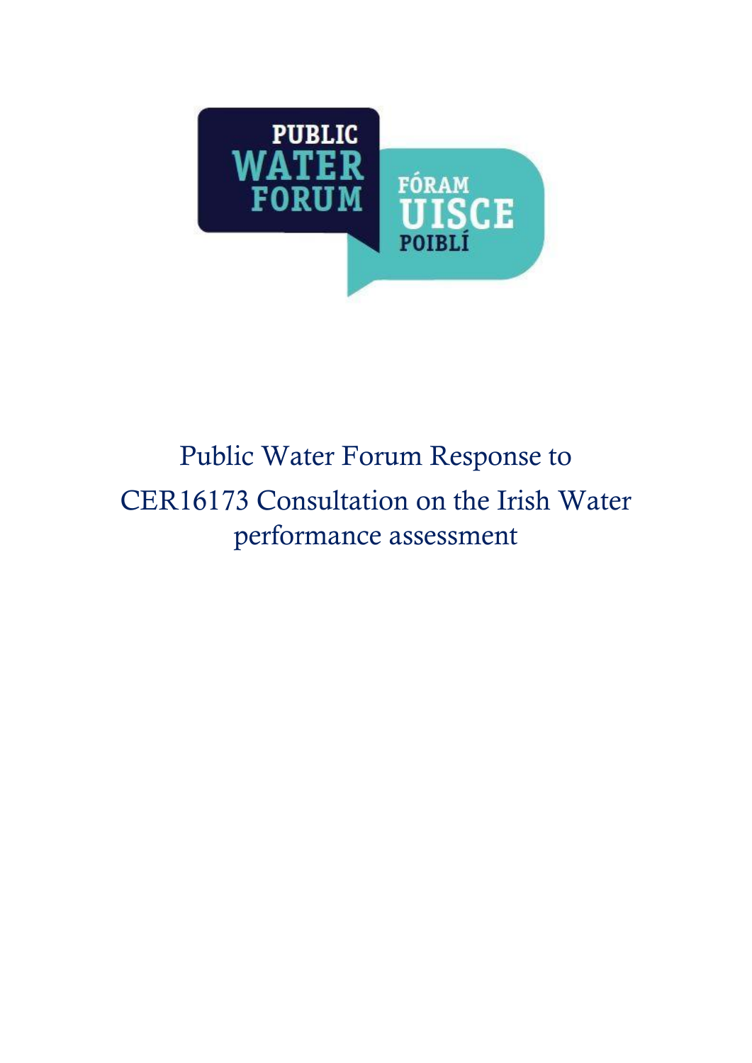PUBLIC WATER FORUM

FÓRAM UISCE POIBLÍ

# Public Water Forum Response to CER16173 Consultation on the Irish Water performance assessment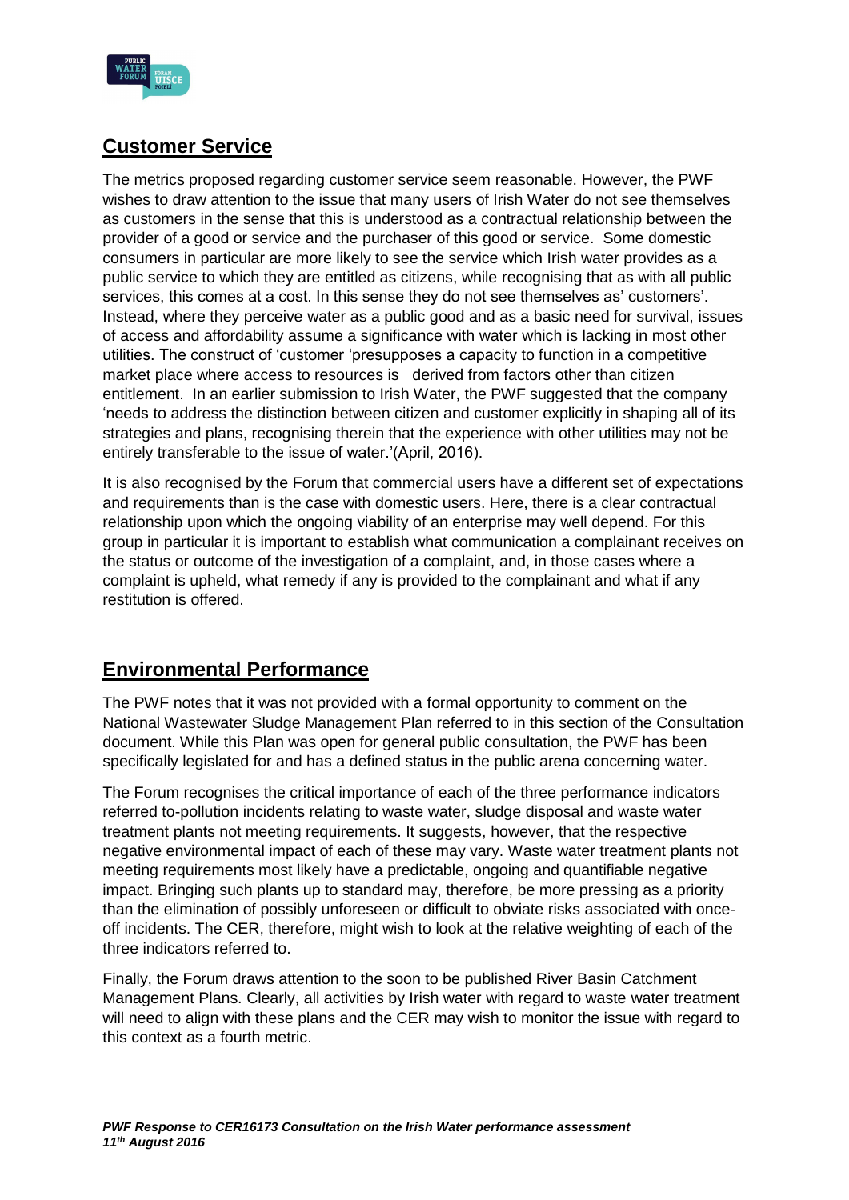## Customer Service

The metrics proposed regarding customer service seem reasonable. However, the PWF wishes to draw attention to the issue that many users of Irish Water do not see themselves as customers in the sense that this is understood as a contractual relationship between the provider of a good or service and the purchaser of this good or service. Some domestic consumers in particular are more likely to see the service which Irish water provides as a public service to which they are entitled as citizens, while recognising that as with all public services, this comes at a cost. In this sense they do not see themselves as' customers'. Instead, where they perceive water as a public good and as a basic need for survival, issues of access and affordability assume a significance with water which is lacking in most other utilities. The construct of 'customer 'presupposes a capacity to function in a competitive market place where access to resources is derived from factors other than citizen entitlement. In an earlier submission to Irish Water, the PWF suggested that the company 'needs to address the distinction between citizen and customer explicitly in shaping all of its strategies and plans, recognising therein that the experience with other utilities may not be entirely transferable to the issue of water.'(April, 2016).

It is also recognised by the Forum that commercial users have a different set of expectations and requirements than is the case with domestic users. Here, there is a clear contractual relationship upon which the ongoing viability of an enterprise may well depend. For this group in particular it is important to establish what communication a complainant receives on the status or outcome of the investigation of a complaint, and, in those cases where a complaint is upheld, what remedy if any is provided to the complainant and what if any restitution is offered.

## Environmental Performance

The PWF notes that it was not provided with a formal opportunity to comment on the National Wastewater Sludge Management Plan referred to in this section of the Consultation document. While this Plan was open for general public consultation, the PWF has been specifically legislated for and has a defined status in the public arena concerning water.

The Forum recognises the critical importance of each of the three performance indicators referred to-pollution incidents relating to waste water, sludge disposal and waste water treatment plants not meeting requirements. It suggests, however, that the respective negative environmental impact of each of these may vary. Waste water treatment plants not meeting requirements most likely have a predictable, ongoing and quantifiable negative impact. Bringing such plants up to standard may, therefore, be more pressing as a priority than the elimination of possibly unforeseen or difficult to obviate risks associated with once-off incidents. The CER, therefore, might wish to look at the relative weighting of each of the three indicators referred to.

Finally, the Forum draws attention to the soon to be published River Basin Catchment Management Plans. Clearly, all activities by Irish water with regard to waste water treatment will need to align with these plans and the CER may wish to monitor the issue with regard to this context as a fourth metric.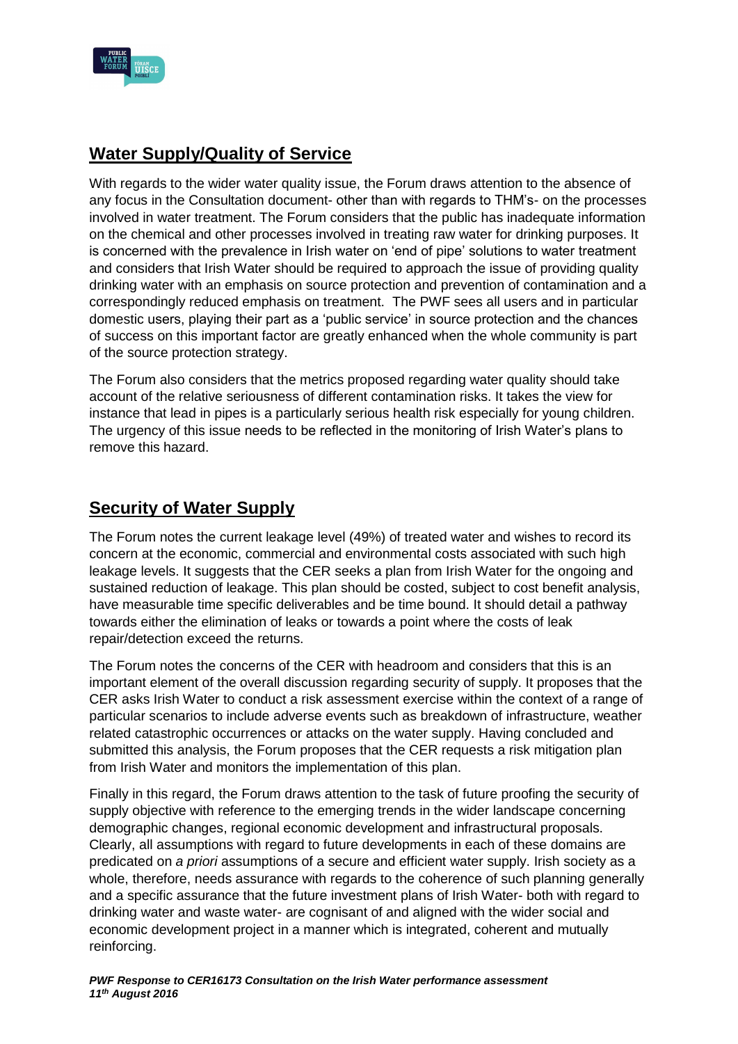## Water Supply/Quality of Service

With regards to the wider water quality issue, the Forum draws attention to the absence of any focus in the Consultation document- other than with regards to THM's- on the processes involved in water treatment. The Forum considers that the public has inadequate information on the chemical and other processes involved in treating raw water for drinking purposes. It is concerned with the prevalence in Irish water on 'end of pipe' solutions to water treatment and considers that Irish Water should be required to approach the issue of providing quality drinking water with an emphasis on source protection and prevention of contamination and a correspondingly reduced emphasis on treatment. The PWF sees all users and in particular domestic users, playing their part as a 'public service' in source protection and the chances of success on this important factor are greatly enhanced when the whole community is part of the source protection strategy.

The Forum also considers that the metrics proposed regarding water quality should take account of the relative seriousness of different contamination risks. It takes the view for instance that lead in pipes is a particularly serious health risk especially for young children. The urgency of this issue needs to be reflected in the monitoring of Irish Water's plans to remove this hazard.

## Security of Water Supply

The Forum notes the current leakage level (49%) of treated water and wishes to record its concern at the economic, commercial and environmental costs associated with such high leakage levels. It suggests that the CER seeks a plan from Irish Water for the ongoing and sustained reduction of leakage. This plan should be costed, subject to cost benefit analysis, have measurable time specific deliverables and be time bound. It should detail a pathway towards either the elimination of leaks or towards a point where the costs of leak repair/detection exceed the returns.

The Forum notes the concerns of the CER with headroom and considers that this is an important element of the overall discussion regarding security of supply. It proposes that the CER asks Irish Water to conduct a risk assessment exercise within the context of a range of particular scenarios to include adverse events such as breakdown of infrastructure, weather related catastrophic occurrences or attacks on the water supply. Having concluded and submitted this analysis, the Forum proposes that the CER requests a risk mitigation plan from Irish Water and monitors the implementation of this plan.

Finally in this regard, the Forum draws attention to the task of future proofing the security of supply objective with reference to the emerging trends in the wider landscape concerning demographic changes, regional economic development and infrastructural proposals. Clearly, all assumptions with regard to future developments in each of these domains are predicated on *a priori* assumptions of a secure and efficient water supply. Irish society as a whole, therefore, needs assurance with regards to the coherence of such planning generally and a specific assurance that the future investment plans of Irish Water- both with regard to drinking water and waste water- are cognisant of and aligned with the wider social and economic development project in a manner which is integrated, coherent and mutually reinforcing.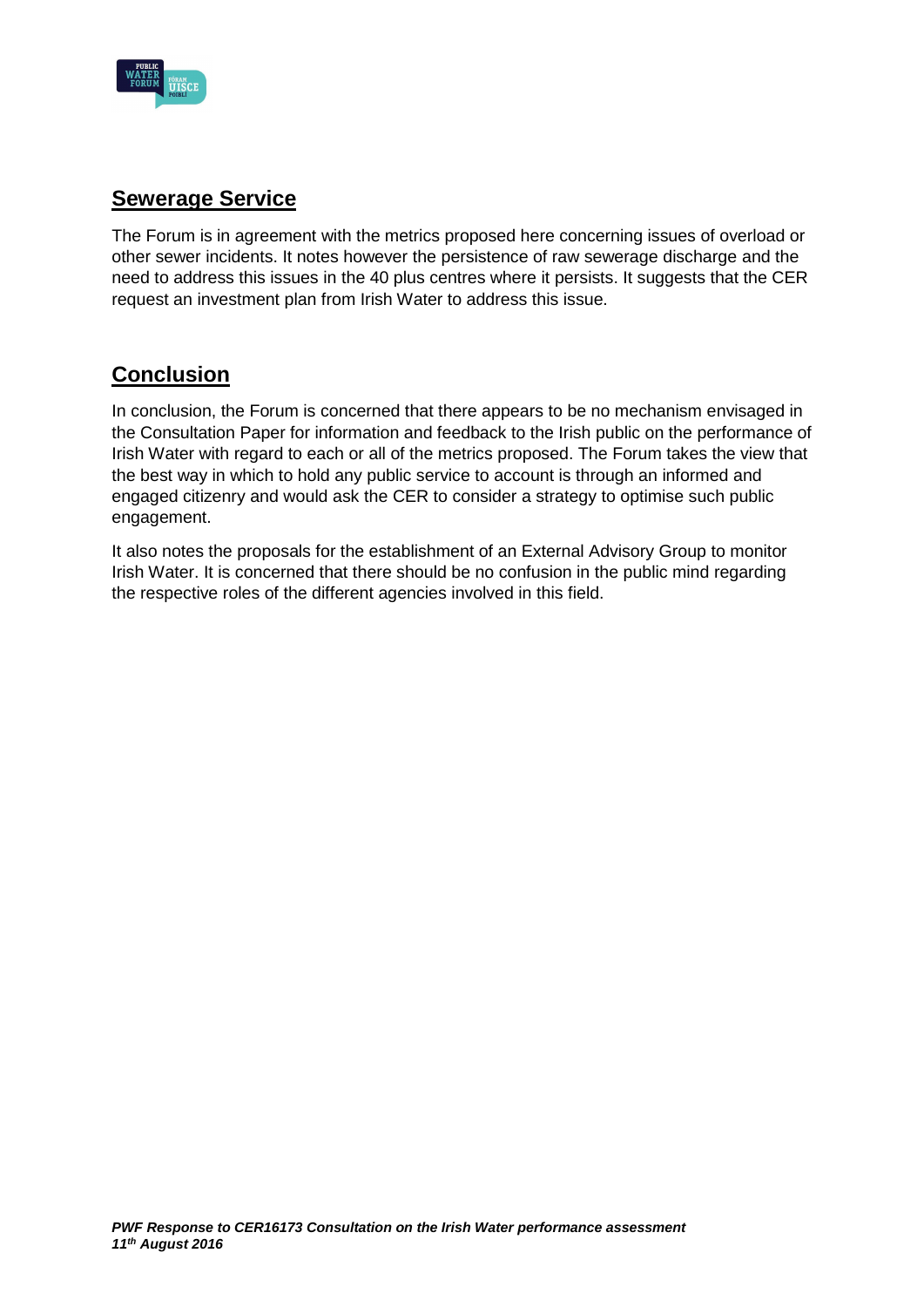## Sewerage Service

The Forum is in agreement with the metrics proposed here concerning issues of overload or other sewer incidents. It notes however the persistence of raw sewerage discharge and the need to address this issues in the 40 plus centres where it persists. It suggests that the CER request an investment plan from Irish Water to address this issue.

## Conclusion

In conclusion, the Forum is concerned that there appears to be no mechanism envisaged in the Consultation Paper for information and feedback to the Irish public on the performance of Irish Water with regard to each or all of the metrics proposed. The Forum takes the view that the best way in which to hold any public service to account is through an informed and engaged citizenry and would ask the CER to consider a strategy to optimise such public engagement.

It also notes the proposals for the establishment of an External Advisory Group to monitor Irish Water. It is concerned that there should be no confusion in the public mind regarding the respective roles of the different agencies involved in this field.